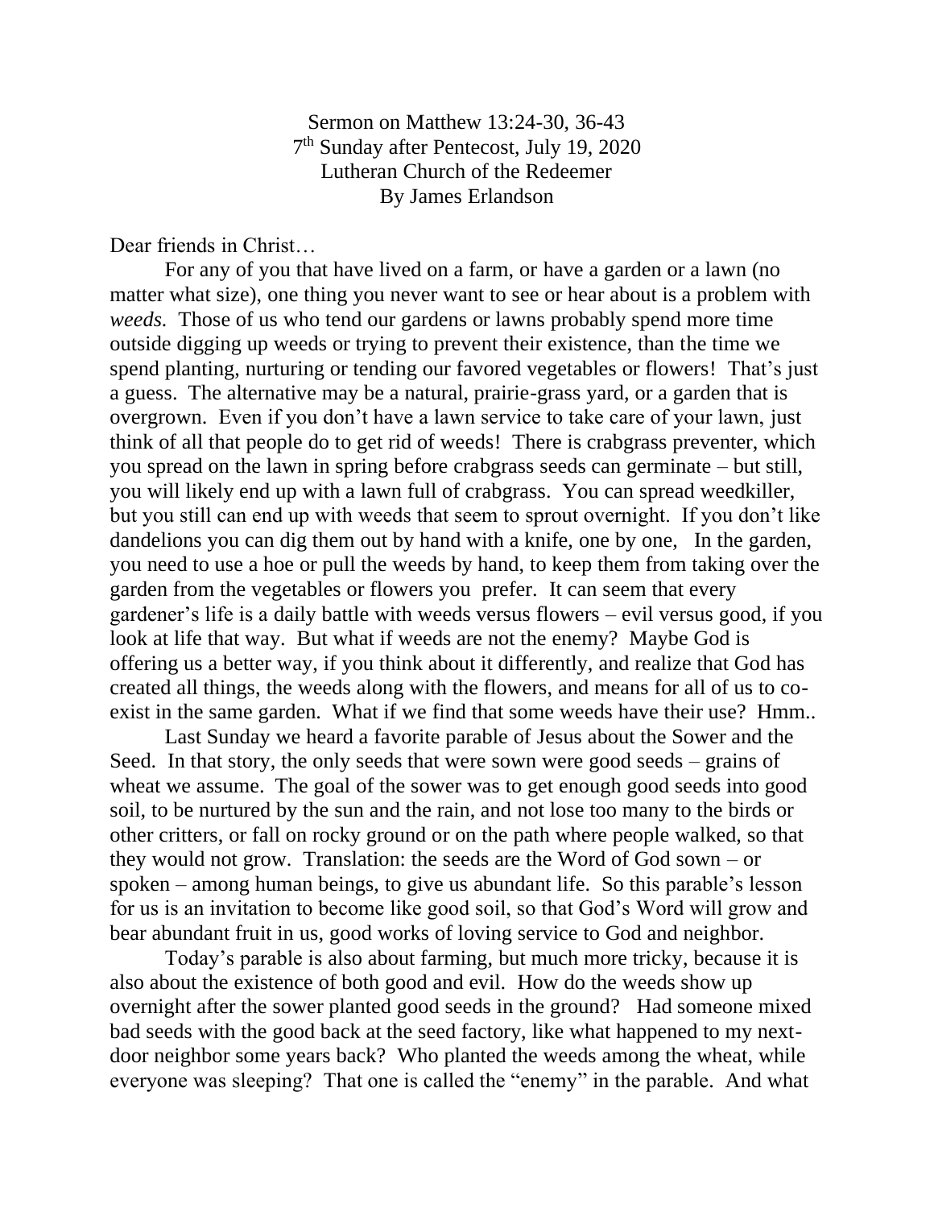Sermon on Matthew 13:24-30, 36-43
7th Sunday after Pentecost, July 19, 2020
Lutheran Church of the Redeemer
By James Erlandson

Dear friends in Christ…

For any of you that have lived on a farm, or have a garden or a lawn (no matter what size), one thing you never want to see or hear about is a problem with *weeds.* Those of us who tend our gardens or lawns probably spend more time outside digging up weeds or trying to prevent their existence, than the time we spend planting, nurturing or tending our favored vegetables or flowers! That's just a guess. The alternative may be a natural, prairie-grass yard, or a garden that is overgrown. Even if you don't have a lawn service to take care of your lawn, just think of all that people do to get rid of weeds! There is crabgrass preventer, which you spread on the lawn in spring before crabgrass seeds can germinate – but still, you will likely end up with a lawn full of crabgrass. You can spread weedkiller, but you still can end up with weeds that seem to sprout overnight. If you don't like dandelions you can dig them out by hand with a knife, one by one, In the garden, you need to use a hoe or pull the weeds by hand, to keep them from taking over the garden from the vegetables or flowers you prefer. It can seem that every gardener's life is a daily battle with weeds versus flowers – evil versus good, if you look at life that way. But what if weeds are not the enemy? Maybe God is offering us a better way, if you think about it differently, and realize that God has created all things, the weeds along with the flowers, and means for all of us to co-exist in the same garden. What if we find that some weeds have their use? Hmm..

Last Sunday we heard a favorite parable of Jesus about the Sower and the Seed. In that story, the only seeds that were sown were good seeds – grains of wheat we assume. The goal of the sower was to get enough good seeds into good soil, to be nurtured by the sun and the rain, and not lose too many to the birds or other critters, or fall on rocky ground or on the path where people walked, so that they would not grow. Translation: the seeds are the Word of God sown – or spoken – among human beings, to give us abundant life. So this parable's lesson for us is an invitation to become like good soil, so that God's Word will grow and bear abundant fruit in us, good works of loving service to God and neighbor.

Today's parable is also about farming, but much more tricky, because it is also about the existence of both good and evil. How do the weeds show up overnight after the sower planted good seeds in the ground? Had someone mixed bad seeds with the good back at the seed factory, like what happened to my next-door neighbor some years back? Who planted the weeds among the wheat, while everyone was sleeping? That one is called the "enemy" in the parable. And what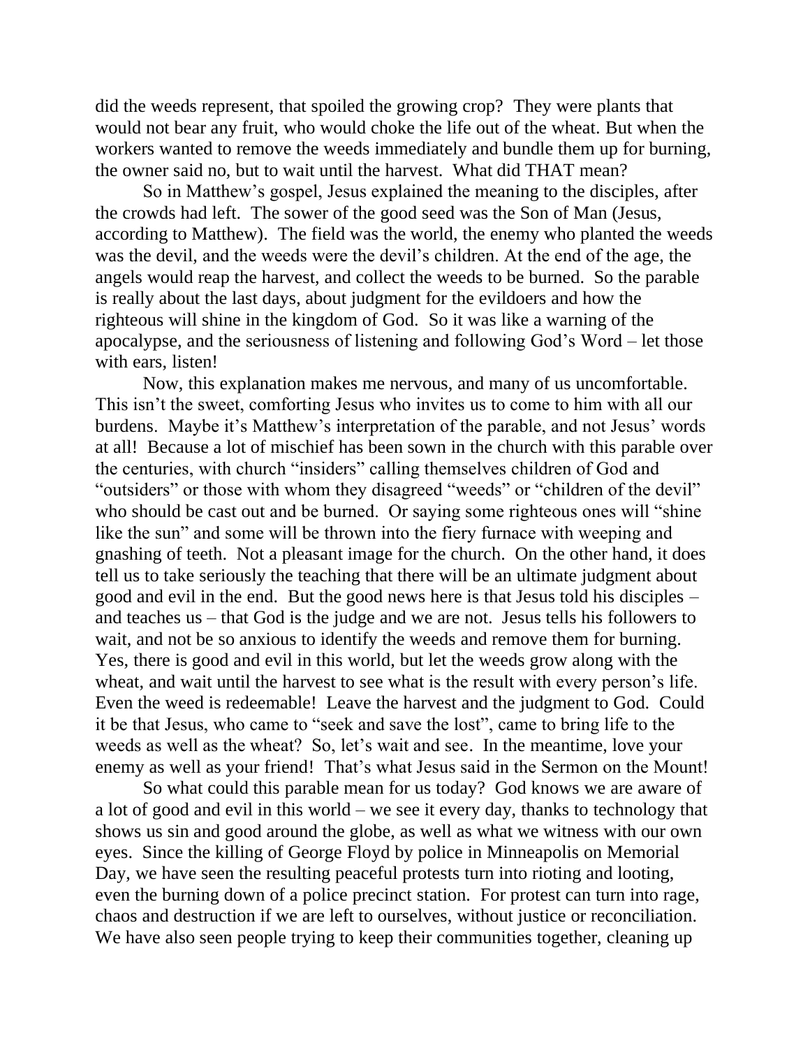did the weeds represent, that spoiled the growing crop? They were plants that would not bear any fruit, who would choke the life out of the wheat. But when the workers wanted to remove the weeds immediately and bundle them up for burning, the owner said no, but to wait until the harvest. What did THAT mean?

So in Matthew's gospel, Jesus explained the meaning to the disciples, after the crowds had left. The sower of the good seed was the Son of Man (Jesus, according to Matthew). The field was the world, the enemy who planted the weeds was the devil, and the weeds were the devil's children. At the end of the age, the angels would reap the harvest, and collect the weeds to be burned. So the parable is really about the last days, about judgment for the evildoers and how the righteous will shine in the kingdom of God. So it was like a warning of the apocalypse, and the seriousness of listening and following God's Word – let those with ears, listen!

Now, this explanation makes me nervous, and many of us uncomfortable. This isn't the sweet, comforting Jesus who invites us to come to him with all our burdens. Maybe it's Matthew's interpretation of the parable, and not Jesus' words at all! Because a lot of mischief has been sown in the church with this parable over the centuries, with church "insiders" calling themselves children of God and "outsiders" or those with whom they disagreed "weeds" or "children of the devil" who should be cast out and be burned. Or saying some righteous ones will "shine like the sun" and some will be thrown into the fiery furnace with weeping and gnashing of teeth. Not a pleasant image for the church. On the other hand, it does tell us to take seriously the teaching that there will be an ultimate judgment about good and evil in the end. But the good news here is that Jesus told his disciples – and teaches us – that God is the judge and we are not. Jesus tells his followers to wait, and not be so anxious to identify the weeds and remove them for burning. Yes, there is good and evil in this world, but let the weeds grow along with the wheat, and wait until the harvest to see what is the result with every person's life. Even the weed is redeemable! Leave the harvest and the judgment to God. Could it be that Jesus, who came to "seek and save the lost", came to bring life to the weeds as well as the wheat? So, let's wait and see. In the meantime, love your enemy as well as your friend! That's what Jesus said in the Sermon on the Mount!

So what could this parable mean for us today? God knows we are aware of a lot of good and evil in this world – we see it every day, thanks to technology that shows us sin and good around the globe, as well as what we witness with our own eyes. Since the killing of George Floyd by police in Minneapolis on Memorial Day, we have seen the resulting peaceful protests turn into rioting and looting, even the burning down of a police precinct station. For protest can turn into rage, chaos and destruction if we are left to ourselves, without justice or reconciliation. We have also seen people trying to keep their communities together, cleaning up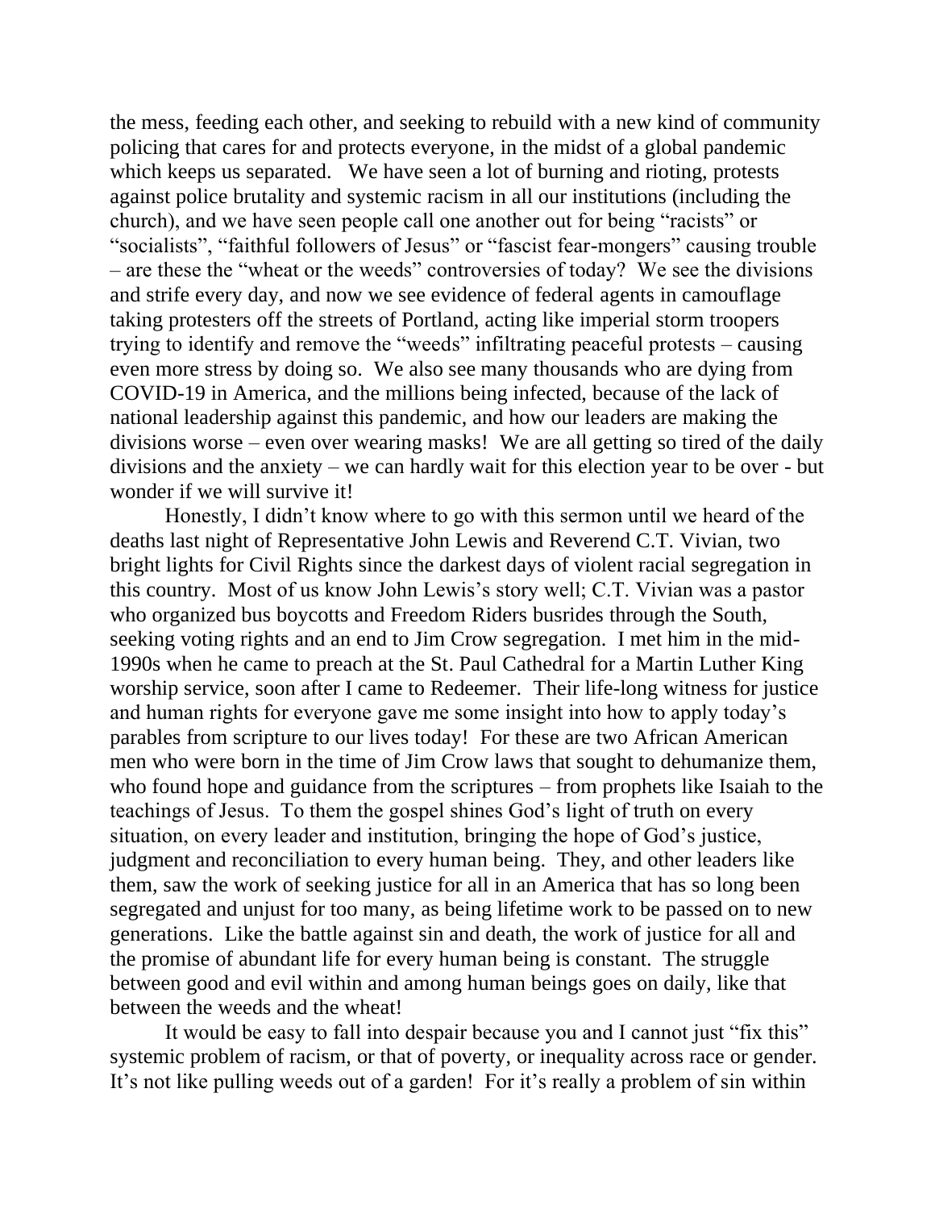the mess, feeding each other, and seeking to rebuild with a new kind of community policing that cares for and protects everyone, in the midst of a global pandemic which keeps us separated. We have seen a lot of burning and rioting, protests against police brutality and systemic racism in all our institutions (including the church), and we have seen people call one another out for being "racists" or "socialists", "faithful followers of Jesus" or "fascist fear-mongers" causing trouble – are these the "wheat or the weeds" controversies of today? We see the divisions and strife every day, and now we see evidence of federal agents in camouflage taking protesters off the streets of Portland, acting like imperial storm troopers trying to identify and remove the "weeds" infiltrating peaceful protests – causing even more stress by doing so. We also see many thousands who are dying from COVID-19 in America, and the millions being infected, because of the lack of national leadership against this pandemic, and how our leaders are making the divisions worse – even over wearing masks! We are all getting so tired of the daily divisions and the anxiety – we can hardly wait for this election year to be over - but wonder if we will survive it!

Honestly, I didn't know where to go with this sermon until we heard of the deaths last night of Representative John Lewis and Reverend C.T. Vivian, two bright lights for Civil Rights since the darkest days of violent racial segregation in this country. Most of us know John Lewis's story well; C.T. Vivian was a pastor who organized bus boycotts and Freedom Riders busrides through the South, seeking voting rights and an end to Jim Crow segregation. I met him in the mid-1990s when he came to preach at the St. Paul Cathedral for a Martin Luther King worship service, soon after I came to Redeemer. Their life-long witness for justice and human rights for everyone gave me some insight into how to apply today's parables from scripture to our lives today! For these are two African American men who were born in the time of Jim Crow laws that sought to dehumanize them, who found hope and guidance from the scriptures – from prophets like Isaiah to the teachings of Jesus. To them the gospel shines God's light of truth on every situation, on every leader and institution, bringing the hope of God's justice, judgment and reconciliation to every human being. They, and other leaders like them, saw the work of seeking justice for all in an America that has so long been segregated and unjust for too many, as being lifetime work to be passed on to new generations. Like the battle against sin and death, the work of justice for all and the promise of abundant life for every human being is constant. The struggle between good and evil within and among human beings goes on daily, like that between the weeds and the wheat!

It would be easy to fall into despair because you and I cannot just "fix this" systemic problem of racism, or that of poverty, or inequality across race or gender. It's not like pulling weeds out of a garden! For it's really a problem of sin within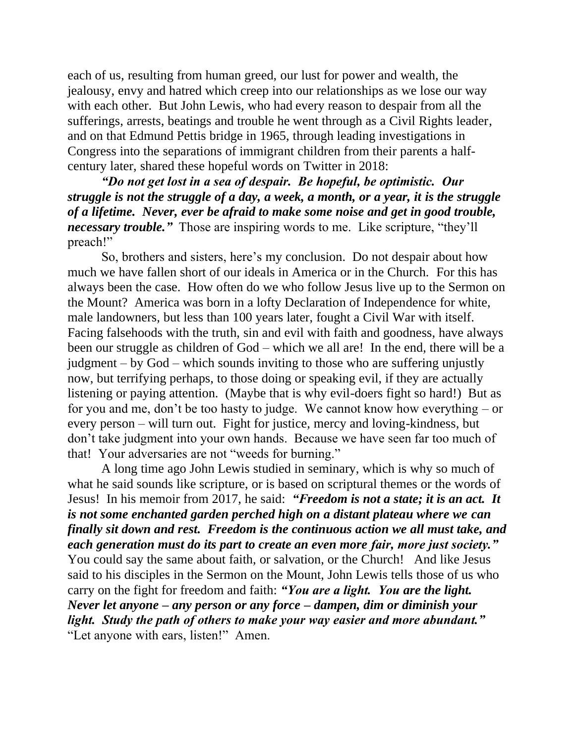each of us, resulting from human greed, our lust for power and wealth, the jealousy, envy and hatred which creep into our relationships as we lose our way with each other. But John Lewis, who had every reason to despair from all the sufferings, arrests, beatings and trouble he went through as a Civil Rights leader, and on that Edmund Pettis bridge in 1965, through leading investigations in Congress into the separations of immigrant children from their parents a half-century later, shared these hopeful words on Twitter in 2018:

***"Do not get lost in a sea of despair. Be hopeful, be optimistic. Our struggle is not the struggle of a day, a week, a month, or a year, it is the struggle of a lifetime. Never, ever be afraid to make some noise and get in good trouble, necessary trouble."*** Those are inspiring words to me. Like scripture, "they'll preach!"

So, brothers and sisters, here's my conclusion. Do not despair about how much we have fallen short of our ideals in America or in the Church. For this has always been the case. How often do we who follow Jesus live up to the Sermon on the Mount? America was born in a lofty Declaration of Independence for white, male landowners, but less than 100 years later, fought a Civil War with itself. Facing falsehoods with the truth, sin and evil with faith and goodness, have always been our struggle as children of God – which we all are! In the end, there will be a judgment – by God – which sounds inviting to those who are suffering unjustly now, but terrifying perhaps, to those doing or speaking evil, if they are actually listening or paying attention. (Maybe that is why evil-doers fight so hard!) But as for you and me, don't be too hasty to judge. We cannot know how everything – or every person – will turn out. Fight for justice, mercy and loving-kindness, but don't take judgment into your own hands. Because we have seen far too much of that! Your adversaries are not "weeds for burning."

A long time ago John Lewis studied in seminary, which is why so much of what he said sounds like scripture, or is based on scriptural themes or the words of Jesus! In his memoir from 2017, he said: ***"Freedom is not a state; it is an act. It is not some enchanted garden perched high on a distant plateau where we can finally sit down and rest. Freedom is the continuous action we all must take, and each generation must do its part to create an even more fair, more just society."*** You could say the same about faith, or salvation, or the Church! And like Jesus said to his disciples in the Sermon on the Mount, John Lewis tells those of us who carry on the fight for freedom and faith: ***"You are a light. You are the light. Never let anyone – any person or any force – dampen, dim or diminish your light. Study the path of others to make your way easier and more abundant."*** "Let anyone with ears, listen!" Amen.